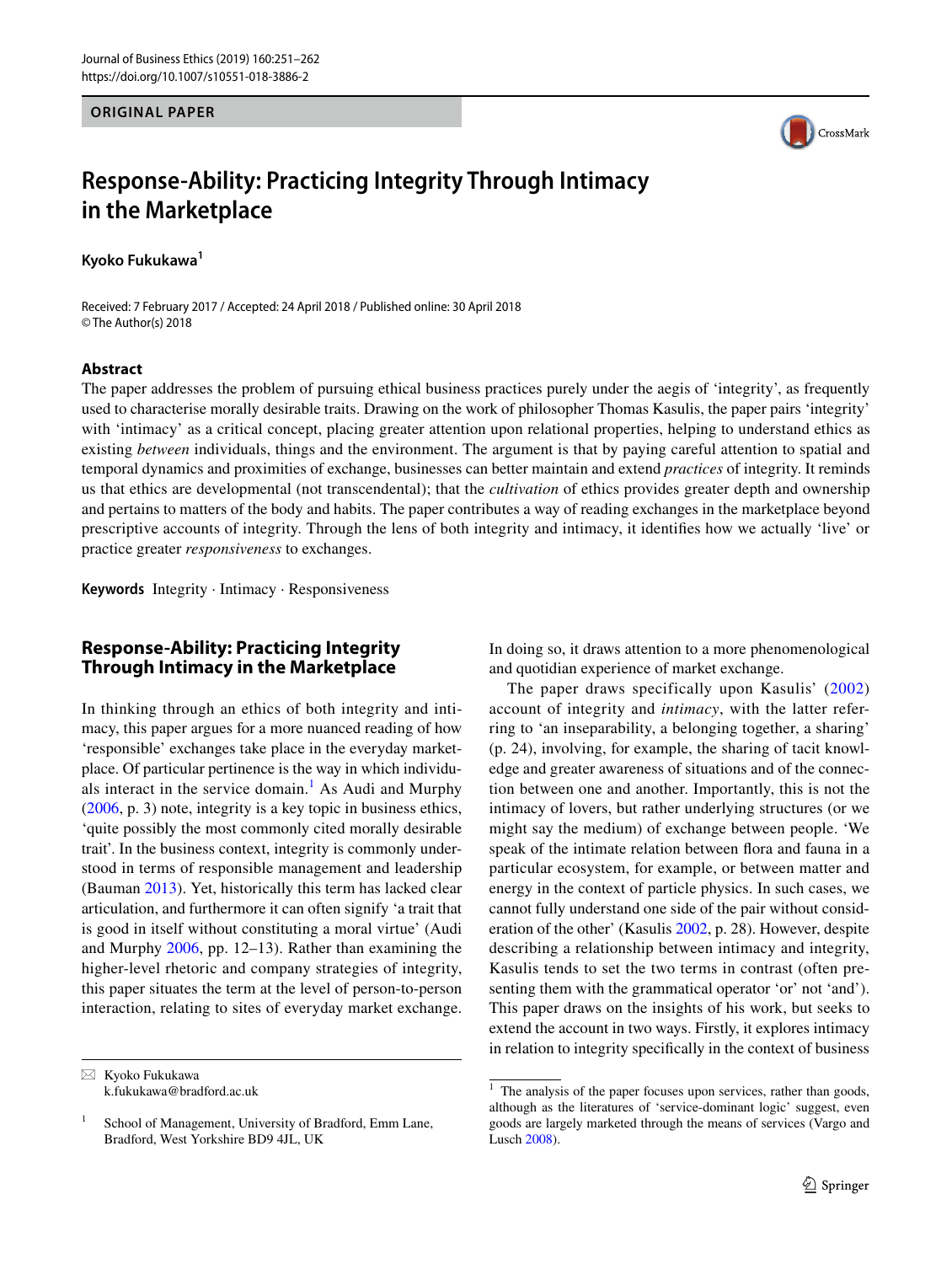ORIGINAL PAPER

# Response-Ability: Practicing Integrity Through Intimacy in the Marketplace

**Kyoko Fukukawa**[1]

Received: 7 February 2017 / Accepted: 24 April 2018 / Published online: 30 April 2018
© The Author(s) 2018

## Abstract

The paper addresses the problem of pursuing ethical business practices purely under the aegis of 'integrity', as frequently used to characterise morally desirable traits. Drawing on the work of philosopher Thomas Kasulis, the paper pairs 'integrity' with 'intimacy' as a critical concept, placing greater attention upon relational properties, helping to understand ethics as existing *between* individuals, things and the environment. The argument is that by paying careful attention to spatial and temporal dynamics and proximities of exchange, businesses can better maintain and extend *practices* of integrity. It reminds us that ethics are developmental (not transcendental); that the *cultivation* of ethics provides greater depth and ownership and pertains to matters of the body and habits. The paper contributes a way of reading exchanges in the marketplace beyond prescriptive accounts of integrity. Through the lens of both integrity and intimacy, it identifies how we actually 'live' or practice greater *responsiveness* to exchanges.

**Keywords** Integrity · Intimacy · Responsiveness

## Response-Ability: Practicing Integrity Through Intimacy in the Marketplace

In thinking through an ethics of both integrity and intimacy, this paper argues for a more nuanced reading of how 'responsible' exchanges take place in the everyday marketplace. Of particular pertinence is the way in which individuals interact in the service domain.[1] As Audi and Murphy (2006, p. 3) note, integrity is a key topic in business ethics, 'quite possibly the most commonly cited morally desirable trait'. In the business context, integrity is commonly understood in terms of responsible management and leadership (Bauman 2013). Yet, historically this term has lacked clear articulation, and furthermore it can often signify 'a trait that is good in itself without constituting a moral virtue' (Audi and Murphy 2006, pp. 12–13). Rather than examining the higher-level rhetoric and company strategies of integrity, this paper situates the term at the level of person-to-person interaction, relating to sites of everyday market exchange. In doing so, it draws attention to a more phenomenological and quotidian experience of market exchange.

The paper draws specifically upon Kasulis' (2002) account of integrity and *intimacy*, with the latter referring to 'an inseparability, a belonging together, a sharing' (p. 24), involving, for example, the sharing of tacit knowledge and greater awareness of situations and of the connection between one and another. Importantly, this is not the intimacy of lovers, but rather underlying structures (or we might say the medium) of exchange between people. 'We speak of the intimate relation between flora and fauna in a particular ecosystem, for example, or between matter and energy in the context of particle physics. In such cases, we cannot fully understand one side of the pair without consideration of the other' (Kasulis 2002, p. 28). However, despite describing a relationship between intimacy and integrity, Kasulis tends to set the two terms in contrast (often presenting them with the grammatical operator 'or' not 'and'). This paper draws on the insights of his work, but seeks to extend the account in two ways. Firstly, it explores intimacy in relation to integrity specifically in the context of business

---

✉ Kyoko Fukukawa
k.fukukawa@bradford.ac.uk

[1] School of Management, University of Bradford, Emm Lane, Bradford, West Yorkshire BD9 4JL, UK

[1] The analysis of the paper focuses upon services, rather than goods, although as the literatures of 'service-dominant logic' suggest, even goods are largely marketed through the means of services (Vargo and Lusch 2008).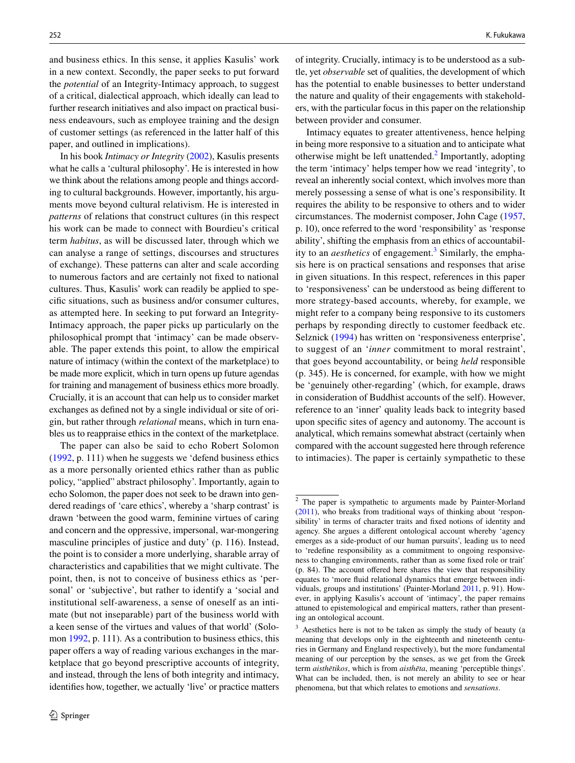and business ethics. In this sense, it applies Kasulis' work in a new context. Secondly, the paper seeks to put forward the *potential* of an Integrity-Intimacy approach, to suggest of a critical, dialectical approach, which ideally can lead to further research initiatives and also impact on practical business endeavours, such as employee training and the design of customer settings (as referenced in the latter half of this paper, and outlined in implications).

In his book *Intimacy or Integrity* (2002), Kasulis presents what he calls a 'cultural philosophy'. He is interested in how we think about the relations among people and things according to cultural backgrounds. However, importantly, his arguments move beyond cultural relativism. He is interested in *patterns* of relations that construct cultures (in this respect his work can be made to connect with Bourdieu's critical term *habitus*, as will be discussed later, through which we can analyse a range of settings, discourses and structures of exchange). These patterns can alter and scale according to numerous factors and are certainly not fixed to national cultures. Thus, Kasulis' work can readily be applied to specific situations, such as business and/or consumer cultures, as attempted here. In seeking to put forward an Integrity-Intimacy approach, the paper picks up particularly on the philosophical prompt that 'intimacy' can be made observable. The paper extends this point, to allow the empirical nature of intimacy (within the context of the marketplace) to be made more explicit, which in turn opens up future agendas for training and management of business ethics more broadly. Crucially, it is an account that can help us to consider market exchanges as defined not by a single individual or site of origin, but rather through *relational* means, which in turn enables us to reappraise ethics in the context of the marketplace.

The paper can also be said to echo Robert Solomon (1992, p. 111) when he suggests we 'defend business ethics as a more personally oriented ethics rather than as public policy, "applied" abstract philosophy'. Importantly, again to echo Solomon, the paper does not seek to be drawn into gendered readings of 'care ethics', whereby a 'sharp contrast' is drawn 'between the good warm, feminine virtues of caring and concern and the oppressive, impersonal, war-mongering masculine principles of justice and duty' (p. 116). Instead, the point is to consider a more underlying, sharable array of characteristics and capabilities that we might cultivate. The point, then, is not to conceive of business ethics as 'personal' or 'subjective', but rather to identify a 'social and institutional self-awareness, a sense of oneself as an intimate (but not inseparable) part of the business world with a keen sense of the virtues and values of that world' (Solomon 1992, p. 111). As a contribution to business ethics, this paper offers a way of reading various exchanges in the marketplace that go beyond prescriptive accounts of integrity, and instead, through the lens of both integrity and intimacy, identifies how, together, we actually 'live' or practice matters of integrity. Crucially, intimacy is to be understood as a subtle, yet *observable* set of qualities, the development of which has the potential to enable businesses to better understand the nature and quality of their engagements with stakeholders, with the particular focus in this paper on the relationship between provider and consumer.

Intimacy equates to greater attentiveness, hence helping in being more responsive to a situation and to anticipate what otherwise might be left unattended.[2] Importantly, adopting the term 'intimacy' helps temper how we read 'integrity', to reveal an inherently social context, which involves more than merely possessing a sense of what is one's responsibility. It requires the ability to be responsive to others and to wider circumstances. The modernist composer, John Cage (1957, p. 10), once referred to the word 'responsibility' as 'response ability', shifting the emphasis from an ethics of accountability to an *aesthetics* of engagement.[3] Similarly, the emphasis here is on practical sensations and responses that arise in given situations. In this respect, references in this paper to 'responsiveness' can be understood as being different to more strategy-based accounts, whereby, for example, we might refer to a company being responsive to its customers perhaps by responding directly to customer feedback etc. Selznick (1994) has written on 'responsiveness enterprise', to suggest of an '*inner* commitment to moral restraint', that goes beyond accountability, or being *held* responsible (p. 345). He is concerned, for example, with how we might be 'genuinely other-regarding' (which, for example, draws in consideration of Buddhist accounts of the self). However, reference to an 'inner' quality leads back to integrity based upon specific sites of agency and autonomy. The account is analytical, which remains somewhat abstract (certainly when compared with the account suggested here through reference to intimacies). The paper is certainly sympathetic to these

---

[2] The paper is sympathetic to arguments made by Painter-Morland (2011), who breaks from traditional ways of thinking about 'responsibility' in terms of character traits and fixed notions of identity and agency. She argues a different ontological account whereby 'agency emerges as a side-product of our human pursuits', leading us to need to 'redefine responsibility as a commitment to ongoing responsiveness to changing environments, rather than as some fixed role or trait' (p. 84). The account offered here shares the view that responsibility equates to 'more fluid relational dynamics that emerge between individuals, groups and institutions' (Painter-Morland 2011, p. 91). However, in applying Kasulis's account of 'intimacy', the paper remains attuned to epistemological and empirical matters, rather than presenting an ontological account.

[3] Aesthetics here is not to be taken as simply the study of beauty (a meaning that develops only in the eighteenth and nineteenth centuries in Germany and England respectively), but the more fundamental meaning of our perception by the senses, as we get from the Greek term *aisthētikos*, which is from *aisthēta*, meaning 'perceptible things'. What can be included, then, is not merely an ability to see or hear phenomena, but that which relates to emotions and *sensations*.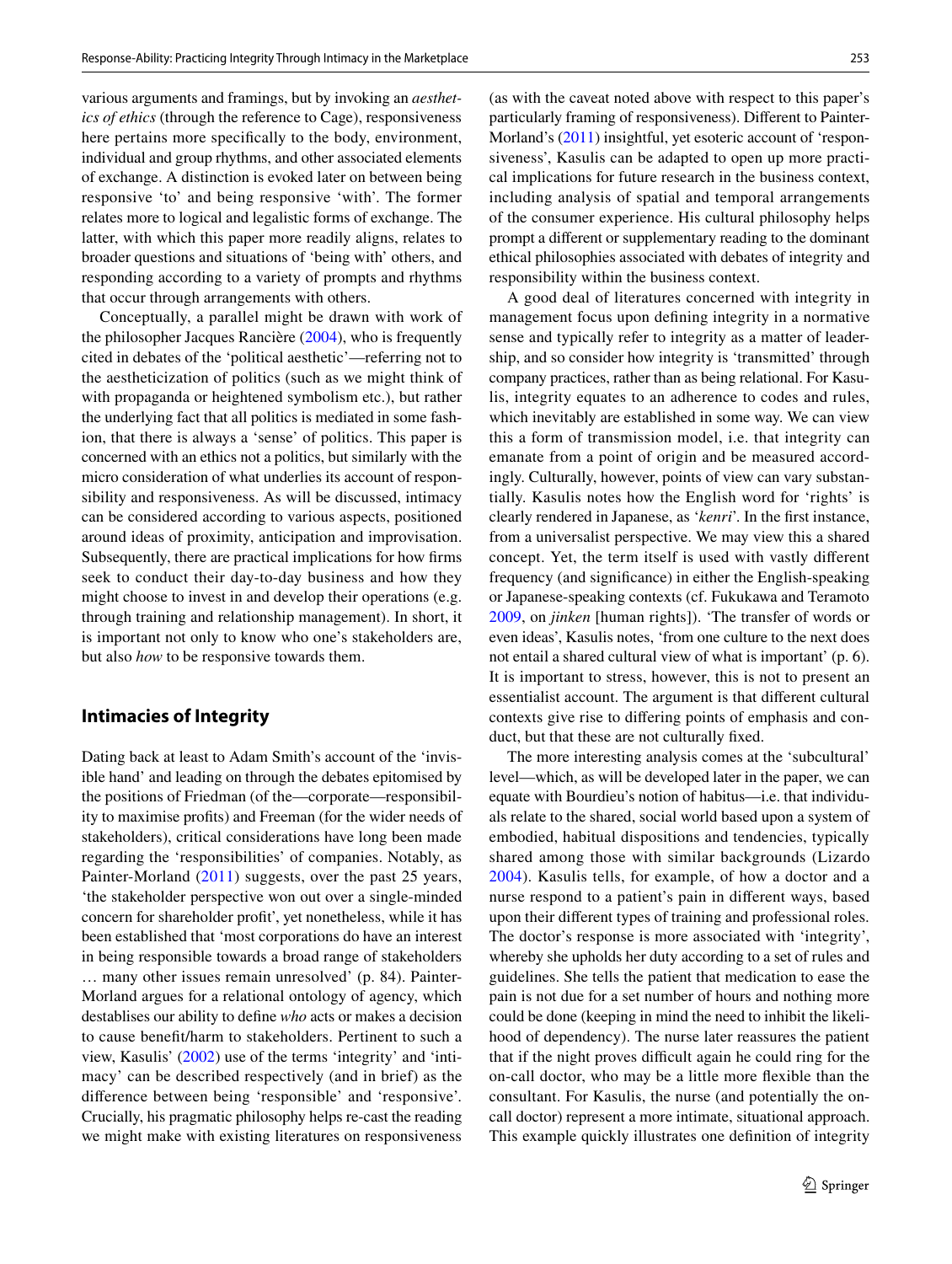various arguments and framings, but by invoking an *aesthetics of ethics* (through the reference to Cage), responsiveness here pertains more specifically to the body, environment, individual and group rhythms, and other associated elements of exchange. A distinction is evoked later on between being responsive 'to' and being responsive 'with'. The former relates more to logical and legalistic forms of exchange. The latter, with which this paper more readily aligns, relates to broader questions and situations of 'being with' others, and responding according to a variety of prompts and rhythms that occur through arrangements with others.

Conceptually, a parallel might be drawn with work of the philosopher Jacques Rancière (2004), who is frequently cited in debates of the 'political aesthetic'—referring not to the aestheticization of politics (such as we might think of with propaganda or heightened symbolism etc.), but rather the underlying fact that all politics is mediated in some fashion, that there is always a 'sense' of politics. This paper is concerned with an ethics not a politics, but similarly with the micro consideration of what underlies its account of responsibility and responsiveness. As will be discussed, intimacy can be considered according to various aspects, positioned around ideas of proximity, anticipation and improvisation. Subsequently, there are practical implications for how firms seek to conduct their day-to-day business and how they might choose to invest in and develop their operations (e.g. through training and relationship management). In short, it is important not only to know who one's stakeholders are, but also *how* to be responsive towards them.

## Intimacies of Integrity

Dating back at least to Adam Smith's account of the 'invisible hand' and leading on through the debates epitomised by the positions of Friedman (of the—corporate—responsibility to maximise profits) and Freeman (for the wider needs of stakeholders), critical considerations have long been made regarding the 'responsibilities' of companies. Notably, as Painter-Morland (2011) suggests, over the past 25 years, 'the stakeholder perspective won out over a single-minded concern for shareholder profit', yet nonetheless, while it has been established that 'most corporations do have an interest in being responsible towards a broad range of stakeholders … many other issues remain unresolved' (p. 84). Painter-Morland argues for a relational ontology of agency, which destablises our ability to define *who* acts or makes a decision to cause benefit/harm to stakeholders. Pertinent to such a view, Kasulis' (2002) use of the terms 'integrity' and 'intimacy' can be described respectively (and in brief) as the difference between being 'responsible' and 'responsive'. Crucially, his pragmatic philosophy helps re-cast the reading we might make with existing literatures on responsiveness (as with the caveat noted above with respect to this paper's particularly framing of responsiveness). Different to Painter-Morland's (2011) insightful, yet esoteric account of 'responsiveness', Kasulis can be adapted to open up more practical implications for future research in the business context, including analysis of spatial and temporal arrangements of the consumer experience. His cultural philosophy helps prompt a different or supplementary reading to the dominant ethical philosophies associated with debates of integrity and responsibility within the business context.

A good deal of literatures concerned with integrity in management focus upon defining integrity in a normative sense and typically refer to integrity as a matter of leadership, and so consider how integrity is 'transmitted' through company practices, rather than as being relational. For Kasulis, integrity equates to an adherence to codes and rules, which inevitably are established in some way. We can view this a form of transmission model, i.e. that integrity can emanate from a point of origin and be measured accordingly. Culturally, however, points of view can vary substantially. Kasulis notes how the English word for 'rights' is clearly rendered in Japanese, as '*kenri*'. In the first instance, from a universalist perspective. We may view this a shared concept. Yet, the term itself is used with vastly different frequency (and significance) in either the English-speaking or Japanese-speaking contexts (cf. Fukukawa and Teramoto 2009, on *jinken* [human rights]). 'The transfer of words or even ideas', Kasulis notes, 'from one culture to the next does not entail a shared cultural view of what is important' (p. 6). It is important to stress, however, this is not to present an essentialist account. The argument is that different cultural contexts give rise to differing points of emphasis and conduct, but that these are not culturally fixed.

The more interesting analysis comes at the 'subcultural' level—which, as will be developed later in the paper, we can equate with Bourdieu's notion of habitus—i.e. that individuals relate to the shared, social world based upon a system of embodied, habitual dispositions and tendencies, typically shared among those with similar backgrounds (Lizardo 2004). Kasulis tells, for example, of how a doctor and a nurse respond to a patient's pain in different ways, based upon their different types of training and professional roles. The doctor's response is more associated with 'integrity', whereby she upholds her duty according to a set of rules and guidelines. She tells the patient that medication to ease the pain is not due for a set number of hours and nothing more could be done (keeping in mind the need to inhibit the likelihood of dependency). The nurse later reassures the patient that if the night proves difficult again he could ring for the on-call doctor, who may be a little more flexible than the consultant. For Kasulis, the nurse (and potentially the on-call doctor) represent a more intimate, situational approach. This example quickly illustrates one definition of integrity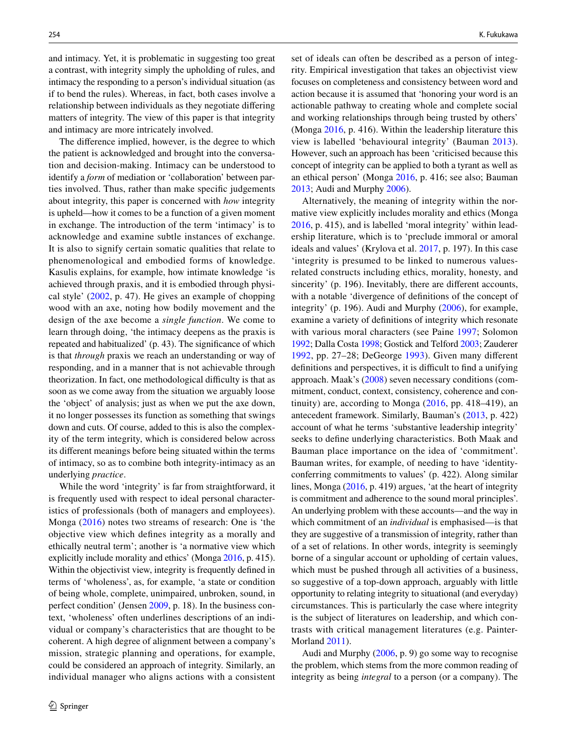and intimacy. Yet, it is problematic in suggesting too great a contrast, with integrity simply the upholding of rules, and intimacy the responding to a person's individual situation (as if to bend the rules). Whereas, in fact, both cases involve a relationship between individuals as they negotiate differing matters of integrity. The view of this paper is that integrity and intimacy are more intricately involved.

The difference implied, however, is the degree to which the patient is acknowledged and brought into the conversation and decision-making. Intimacy can be understood to identify a *form* of mediation or 'collaboration' between parties involved. Thus, rather than make specific judgements about integrity, this paper is concerned with *how* integrity is upheld—how it comes to be a function of a given moment in exchange. The introduction of the term 'intimacy' is to acknowledge and examine subtle instances of exchange. It is also to signify certain somatic qualities that relate to phenomenological and embodied forms of knowledge. Kasulis explains, for example, how intimate knowledge 'is achieved through praxis, and it is embodied through physical style' (2002, p. 47). He gives an example of chopping wood with an axe, noting how bodily movement and the design of the axe become a *single function*. We come to learn through doing, 'the intimacy deepens as the praxis is repeated and habitualized' (p. 43). The significance of which is that *through* praxis we reach an understanding or way of responding, and in a manner that is not achievable through theorization. In fact, one methodological difficulty is that as soon as we come away from the situation we arguably loose the 'object' of analysis; just as when we put the axe down, it no longer possesses its function as something that swings down and cuts. Of course, added to this is also the complexity of the term integrity, which is considered below across its different meanings before being situated within the terms of intimacy, so as to combine both integrity-intimacy as an underlying *practice*.

While the word 'integrity' is far from straightforward, it is frequently used with respect to ideal personal characteristics of professionals (both of managers and employees). Monga (2016) notes two streams of research: One is 'the objective view which defines integrity as a morally and ethically neutral term'; another is 'a normative view which explicitly include morality and ethics' (Monga 2016, p. 415). Within the objectivist view, integrity is frequently defined in terms of 'wholeness', as, for example, 'a state or condition of being whole, complete, unimpaired, unbroken, sound, in perfect condition' (Jensen 2009, p. 18). In the business context, 'wholeness' often underlines descriptions of an individual or company's characteristics that are thought to be coherent. A high degree of alignment between a company's mission, strategic planning and operations, for example, could be considered an approach of integrity. Similarly, an individual manager who aligns actions with a consistent set of ideals can often be described as a person of integrity. Empirical investigation that takes an objectivist view focuses on completeness and consistency between word and action because it is assumed that 'honoring your word is an actionable pathway to creating whole and complete social and working relationships through being trusted by others' (Monga 2016, p. 416). Within the leadership literature this view is labelled 'behavioural integrity' (Bauman 2013). However, such an approach has been 'criticised because this concept of integrity can be applied to both a tyrant as well as an ethical person' (Monga 2016, p. 416; see also; Bauman 2013; Audi and Murphy 2006).

Alternatively, the meaning of integrity within the normative view explicitly includes morality and ethics (Monga 2016, p. 415), and is labelled 'moral integrity' within leadership literature, which is to 'preclude immoral or amoral ideals and values' (Krylova et al. 2017, p. 197). In this case 'integrity is presumed to be linked to numerous values-related constructs including ethics, morality, honesty, and sincerity' (p. 196). Inevitably, there are different accounts, with a notable 'divergence of definitions of the concept of integrity' (p. 196). Audi and Murphy (2006), for example, examine a variety of definitions of integrity which resonate with various moral characters (see Paine 1997; Solomon 1992; Dalla Costa 1998; Gostick and Telford 2003; Zauderer 1992, pp. 27–28; DeGeorge 1993). Given many different definitions and perspectives, it is difficult to find a unifying approach. Maak's (2008) seven necessary conditions (commitment, conduct, context, consistency, coherence and continuity) are, according to Monga (2016, pp. 418–419), an antecedent framework. Similarly, Bauman's (2013, p. 422) account of what he terms 'substantive leadership integrity' seeks to define underlying characteristics. Both Maak and Bauman place importance on the idea of 'commitment'. Bauman writes, for example, of needing to have 'identity-conferring commitments to values' (p. 422). Along similar lines, Monga (2016, p. 419) argues, 'at the heart of integrity is commitment and adherence to the sound moral principles'. An underlying problem with these accounts—and the way in which commitment of an *individual* is emphasised—is that they are suggestive of a transmission of integrity, rather than of a set of relations. In other words, integrity is seemingly borne of a singular account or upholding of certain values, which must be pushed through all activities of a business, so suggestive of a top-down approach, arguably with little opportunity to relating integrity to situational (and everyday) circumstances. This is particularly the case where integrity is the subject of literatures on leadership, and which contrasts with critical management literatures (e.g. Painter-Morland 2011).

Audi and Murphy (2006, p. 9) go some way to recognise the problem, which stems from the more common reading of integrity as being *integral* to a person (or a company). The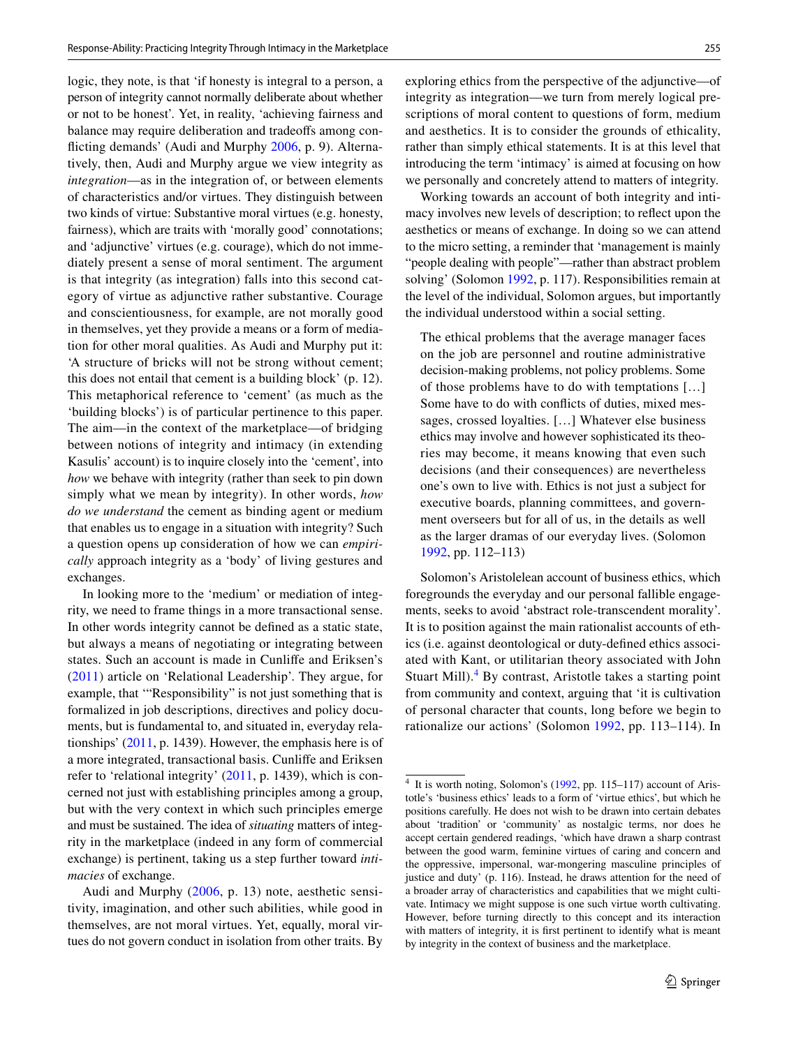logic, they note, is that 'if honesty is integral to a person, a person of integrity cannot normally deliberate about whether or not to be honest'. Yet, in reality, 'achieving fairness and balance may require deliberation and tradeoffs among conflicting demands' (Audi and Murphy 2006, p. 9). Alternatively, then, Audi and Murphy argue we view integrity as *integration*—as in the integration of, or between elements of characteristics and/or virtues. They distinguish between two kinds of virtue: Substantive moral virtues (e.g. honesty, fairness), which are traits with 'morally good' connotations; and 'adjunctive' virtues (e.g. courage), which do not immediately present a sense of moral sentiment. The argument is that integrity (as integration) falls into this second category of virtue as adjunctive rather substantive. Courage and conscientiousness, for example, are not morally good in themselves, yet they provide a means or a form of mediation for other moral qualities. As Audi and Murphy put it: 'A structure of bricks will not be strong without cement; this does not entail that cement is a building block' (p. 12). This metaphorical reference to 'cement' (as much as the 'building blocks') is of particular pertinence to this paper. The aim—in the context of the marketplace—of bridging between notions of integrity and intimacy (in extending Kasulis' account) is to inquire closely into the 'cement', into *how* we behave with integrity (rather than seek to pin down simply what we mean by integrity). In other words, *how do we understand* the cement as binding agent or medium that enables us to engage in a situation with integrity? Such a question opens up consideration of how we can *empirically* approach integrity as a 'body' of living gestures and exchanges.

In looking more to the 'medium' or mediation of integrity, we need to frame things in a more transactional sense. In other words integrity cannot be defined as a static state, but always a means of negotiating or integrating between states. Such an account is made in Cunliffe and Eriksen's (2011) article on 'Relational Leadership'. They argue, for example, that '"Responsibility" is not just something that is formalized in job descriptions, directives and policy documents, but is fundamental to, and situated in, everyday relationships' (2011, p. 1439). However, the emphasis here is of a more integrated, transactional basis. Cunliffe and Eriksen refer to 'relational integrity' (2011, p. 1439), which is concerned not just with establishing principles among a group, but with the very context in which such principles emerge and must be sustained. The idea of *situating* matters of integrity in the marketplace (indeed in any form of commercial exchange) is pertinent, taking us a step further toward *intimacies* of exchange.

Audi and Murphy (2006, p. 13) note, aesthetic sensitivity, imagination, and other such abilities, while good in themselves, are not moral virtues. Yet, equally, moral virtues do not govern conduct in isolation from other traits. By exploring ethics from the perspective of the adjunctive—of integrity as integration—we turn from merely logical prescriptions of moral content to questions of form, medium and aesthetics. It is to consider the grounds of ethicality, rather than simply ethical statements. It is at this level that introducing the term 'intimacy' is aimed at focusing on how we personally and concretely attend to matters of integrity.

Working towards an account of both integrity and intimacy involves new levels of description; to reflect upon the aesthetics or means of exchange. In doing so we can attend to the micro setting, a reminder that 'management is mainly "people dealing with people"—rather than abstract problem solving' (Solomon 1992, p. 117). Responsibilities remain at the level of the individual, Solomon argues, but importantly the individual understood within a social setting.

> The ethical problems that the average manager faces on the job are personnel and routine administrative decision-making problems, not policy problems. Some of those problems have to do with temptations […] Some have to do with conflicts of duties, mixed messages, crossed loyalties. […] Whatever else business ethics may involve and however sophisticated its theories may become, it means knowing that even such decisions (and their consequences) are nevertheless one's own to live with. Ethics is not just a subject for executive boards, planning committees, and government overseers but for all of us, in the details as well as the larger dramas of our everyday lives. (Solomon 1992, pp. 112–113)

Solomon's Aristolelean account of business ethics, which foregrounds the everyday and our personal fallible engagements, seeks to avoid 'abstract role-transcendent morality'. It is to position against the main rationalist accounts of ethics (i.e. against deontological or duty-defined ethics associated with Kant, or utilitarian theory associated with John Stuart Mill).[4] By contrast, Aristotle takes a starting point from community and context, arguing that 'it is cultivation of personal character that counts, long before we begin to rationalize our actions' (Solomon 1992, pp. 113–114). In

[4] It is worth noting, Solomon's (1992, pp. 115–117) account of Aristotle's 'business ethics' leads to a form of 'virtue ethics', but which he positions carefully. He does not wish to be drawn into certain debates about 'tradition' or 'community' as nostalgic terms, nor does he accept certain gendered readings, 'which have drawn a sharp contrast between the good warm, feminine virtues of caring and concern and the oppressive, impersonal, war-mongering masculine principles of justice and duty' (p. 116). Instead, he draws attention for the need of a broader array of characteristics and capabilities that we might cultivate. Intimacy we might suppose is one such virtue worth cultivating. However, before turning directly to this concept and its interaction with matters of integrity, it is first pertinent to identify what is meant by integrity in the context of business and the marketplace.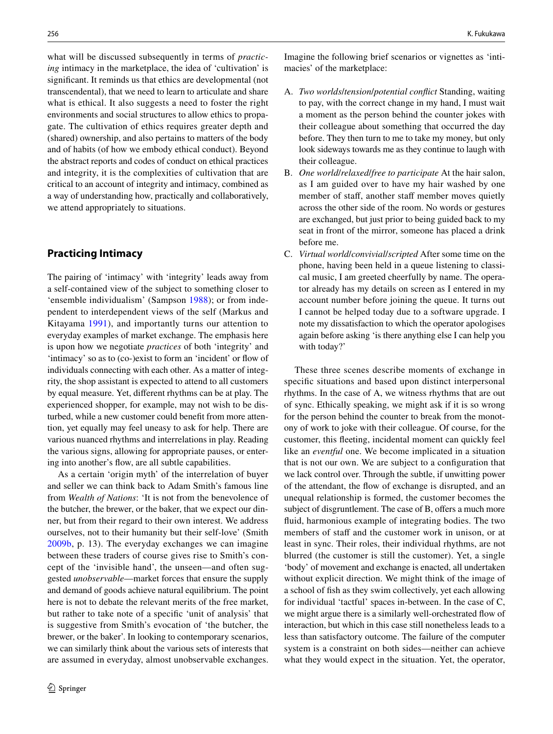what will be discussed subsequently in terms of *practicing* intimacy in the marketplace, the idea of 'cultivation' is significant. It reminds us that ethics are developmental (not transcendental), that we need to learn to articulate and share what is ethical. It also suggests a need to foster the right environments and social structures to allow ethics to propagate. The cultivation of ethics requires greater depth and (shared) ownership, and also pertains to matters of the body and of habits (of how we embody ethical conduct). Beyond the abstract reports and codes of conduct on ethical practices and integrity, it is the complexities of cultivation that are critical to an account of integrity and intimacy, combined as a way of understanding how, practically and collaboratively, we attend appropriately to situations.

## Practicing Intimacy

The pairing of 'intimacy' with 'integrity' leads away from a self-contained view of the subject to something closer to 'ensemble individualism' (Sampson 1988); or from independent to interdependent views of the self (Markus and Kitayama 1991), and importantly turns our attention to everyday examples of market exchange. The emphasis here is upon how we negotiate *practices* of both 'integrity' and 'intimacy' so as to (co-)exist to form an 'incident' or flow of individuals connecting with each other. As a matter of integrity, the shop assistant is expected to attend to all customers by equal measure. Yet, different rhythms can be at play. The experienced shopper, for example, may not wish to be disturbed, while a new customer could benefit from more attention, yet equally may feel uneasy to ask for help. There are various nuanced rhythms and interrelations in play. Reading the various signs, allowing for appropriate pauses, or entering into another's flow, are all subtle capabilities.

As a certain 'origin myth' of the interrelation of buyer and seller we can think back to Adam Smith's famous line from *Wealth of Nations*: 'It is not from the benevolence of the butcher, the brewer, or the baker, that we expect our dinner, but from their regard to their own interest. We address ourselves, not to their humanity but their self-love' (Smith 2009b, p. 13). The everyday exchanges we can imagine between these traders of course gives rise to Smith's concept of the 'invisible hand', the unseen—and often suggested *unobservable*—market forces that ensure the supply and demand of goods achieve natural equilibrium. The point here is not to debate the relevant merits of the free market, but rather to take note of a specific 'unit of analysis' that is suggestive from Smith's evocation of 'the butcher, the brewer, or the baker'. In looking to contemporary scenarios, we can similarly think about the various sets of interests that are assumed in everyday, almost unobservable exchanges. Imagine the following brief scenarios or vignettes as 'intimacies' of the marketplace:

A. *Two worlds/tension/potential conflict* Standing, waiting to pay, with the correct change in my hand, I must wait a moment as the person behind the counter jokes with their colleague about something that occurred the day before. They then turn to me to take my money, but only look sideways towards me as they continue to laugh with their colleague.
B. *One world/relaxed/free to participate* At the hair salon, as I am guided over to have my hair washed by one member of staff, another staff member moves quietly across the other side of the room. No words or gestures are exchanged, but just prior to being guided back to my seat in front of the mirror, someone has placed a drink before me.
C. *Virtual world/convivial/scripted* After some time on the phone, having been held in a queue listening to classical music, I am greeted cheerfully by name. The operator already has my details on screen as I entered in my account number before joining the queue. It turns out I cannot be helped today due to a software upgrade. I note my dissatisfaction to which the operator apologises again before asking 'is there anything else I can help you with today?'

These three scenes describe moments of exchange in specific situations and based upon distinct interpersonal rhythms. In the case of A, we witness rhythms that are out of sync. Ethically speaking, we might ask if it is so wrong for the person behind the counter to break from the monotony of work to joke with their colleague. Of course, for the customer, this fleeting, incidental moment can quickly feel like an *eventful* one. We become implicated in a situation that is not our own. We are subject to a configuration that we lack control over. Through the subtle, if unwitting power of the attendant, the flow of exchange is disrupted, and an unequal relationship is formed, the customer becomes the subject of disgruntlement. The case of B, offers a much more fluid, harmonious example of integrating bodies. The two members of staff and the customer work in unison, or at least in sync. Their roles, their individual rhythms, are not blurred (the customer is still the customer). Yet, a single 'body' of movement and exchange is enacted, all undertaken without explicit direction. We might think of the image of a school of fish as they swim collectively, yet each allowing for individual 'tactful' spaces in-between. In the case of C, we might argue there is a similarly well-orchestrated flow of interaction, but which in this case still nonetheless leads to a less than satisfactory outcome. The failure of the computer system is a constraint on both sides—neither can achieve what they would expect in the situation. Yet, the operator,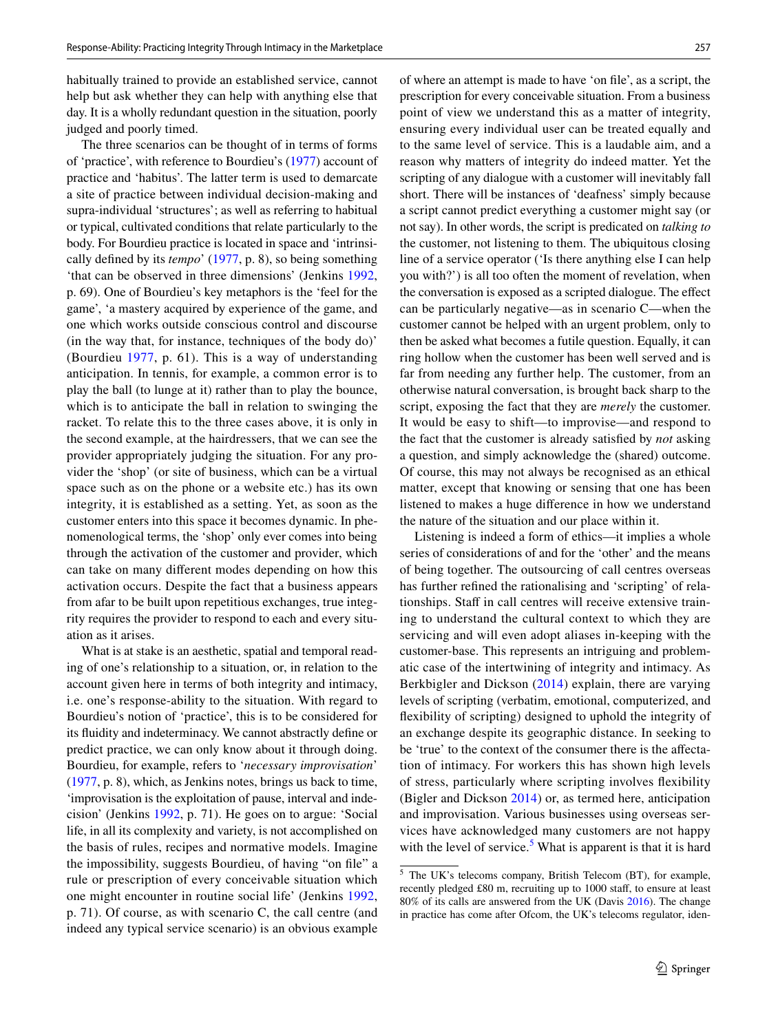habitually trained to provide an established service, cannot help but ask whether they can help with anything else that day. It is a wholly redundant question in the situation, poorly judged and poorly timed.

The three scenarios can be thought of in terms of forms of 'practice', with reference to Bourdieu's (1977) account of practice and 'habitus'. The latter term is used to demarcate a site of practice between individual decision-making and supra-individual 'structures'; as well as referring to habitual or typical, cultivated conditions that relate particularly to the body. For Bourdieu practice is located in space and 'intrinsically defined by its *tempo*' (1977, p. 8), so being something 'that can be observed in three dimensions' (Jenkins 1992, p. 69). One of Bourdieu's key metaphors is the 'feel for the game', 'a mastery acquired by experience of the game, and one which works outside conscious control and discourse (in the way that, for instance, techniques of the body do)' (Bourdieu 1977, p. 61). This is a way of understanding anticipation. In tennis, for example, a common error is to play the ball (to lunge at it) rather than to play the bounce, which is to anticipate the ball in relation to swinging the racket. To relate this to the three cases above, it is only in the second example, at the hairdressers, that we can see the provider appropriately judging the situation. For any provider the 'shop' (or site of business, which can be a virtual space such as on the phone or a website etc.) has its own integrity, it is established as a setting. Yet, as soon as the customer enters into this space it becomes dynamic. In phenomenological terms, the 'shop' only ever comes into being through the activation of the customer and provider, which can take on many different modes depending on how this activation occurs. Despite the fact that a business appears from afar to be built upon repetitious exchanges, true integrity requires the provider to respond to each and every situation as it arises.

What is at stake is an aesthetic, spatial and temporal reading of one's relationship to a situation, or, in relation to the account given here in terms of both integrity and intimacy, i.e. one's response-ability to the situation. With regard to Bourdieu's notion of 'practice', this is to be considered for its fluidity and indeterminacy. We cannot abstractly define or predict practice, we can only know about it through doing. Bourdieu, for example, refers to '*necessary improvisation*' (1977, p. 8), which, as Jenkins notes, brings us back to time, 'improvisation is the exploitation of pause, interval and indecision' (Jenkins 1992, p. 71). He goes on to argue: 'Social life, in all its complexity and variety, is not accomplished on the basis of rules, recipes and normative models. Imagine the impossibility, suggests Bourdieu, of having "on file" a rule or prescription of every conceivable situation which one might encounter in routine social life' (Jenkins 1992, p. 71). Of course, as with scenario C, the call centre (and indeed any typical service scenario) is an obvious example of where an attempt is made to have 'on file', as a script, the prescription for every conceivable situation. From a business point of view we understand this as a matter of integrity, ensuring every individual user can be treated equally and to the same level of service. This is a laudable aim, and a reason why matters of integrity do indeed matter. Yet the scripting of any dialogue with a customer will inevitably fall short. There will be instances of 'deafness' simply because a script cannot predict everything a customer might say (or not say). In other words, the script is predicated on *talking to* the customer, not listening to them. The ubiquitous closing line of a service operator ('Is there anything else I can help you with?') is all too often the moment of revelation, when the conversation is exposed as a scripted dialogue. The effect can be particularly negative—as in scenario C—when the customer cannot be helped with an urgent problem, only to then be asked what becomes a futile question. Equally, it can ring hollow when the customer has been well served and is far from needing any further help. The customer, from an otherwise natural conversation, is brought back sharp to the script, exposing the fact that they are *merely* the customer. It would be easy to shift—to improvise—and respond to the fact that the customer is already satisfied by *not* asking a question, and simply acknowledge the (shared) outcome. Of course, this may not always be recognised as an ethical matter, except that knowing or sensing that one has been listened to makes a huge difference in how we understand the nature of the situation and our place within it.

Listening is indeed a form of ethics—it implies a whole series of considerations of and for the 'other' and the means of being together. The outsourcing of call centres overseas has further refined the rationalising and 'scripting' of relationships. Staff in call centres will receive extensive training to understand the cultural context to which they are servicing and will even adopt aliases in-keeping with the customer-base. This represents an intriguing and problematic case of the intertwining of integrity and intimacy. As Berkbigler and Dickson (2014) explain, there are varying levels of scripting (verbatim, emotional, computerized, and flexibility of scripting) designed to uphold the integrity of an exchange despite its geographic distance. In seeking to be 'true' to the context of the consumer there is the affectation of intimacy. For workers this has shown high levels of stress, particularly where scripting involves flexibility (Bigler and Dickson 2014) or, as termed here, anticipation and improvisation. Various businesses using overseas services have acknowledged many customers are not happy with the level of service.[5] What is apparent is that it is hard

[5] The UK's telecoms company, British Telecom (BT), for example, recently pledged £80 m, recruiting up to 1000 staff, to ensure at least 80% of its calls are answered from the UK (Davis 2016). The change in practice has come after Ofcom, the UK's telecoms regulator, iden-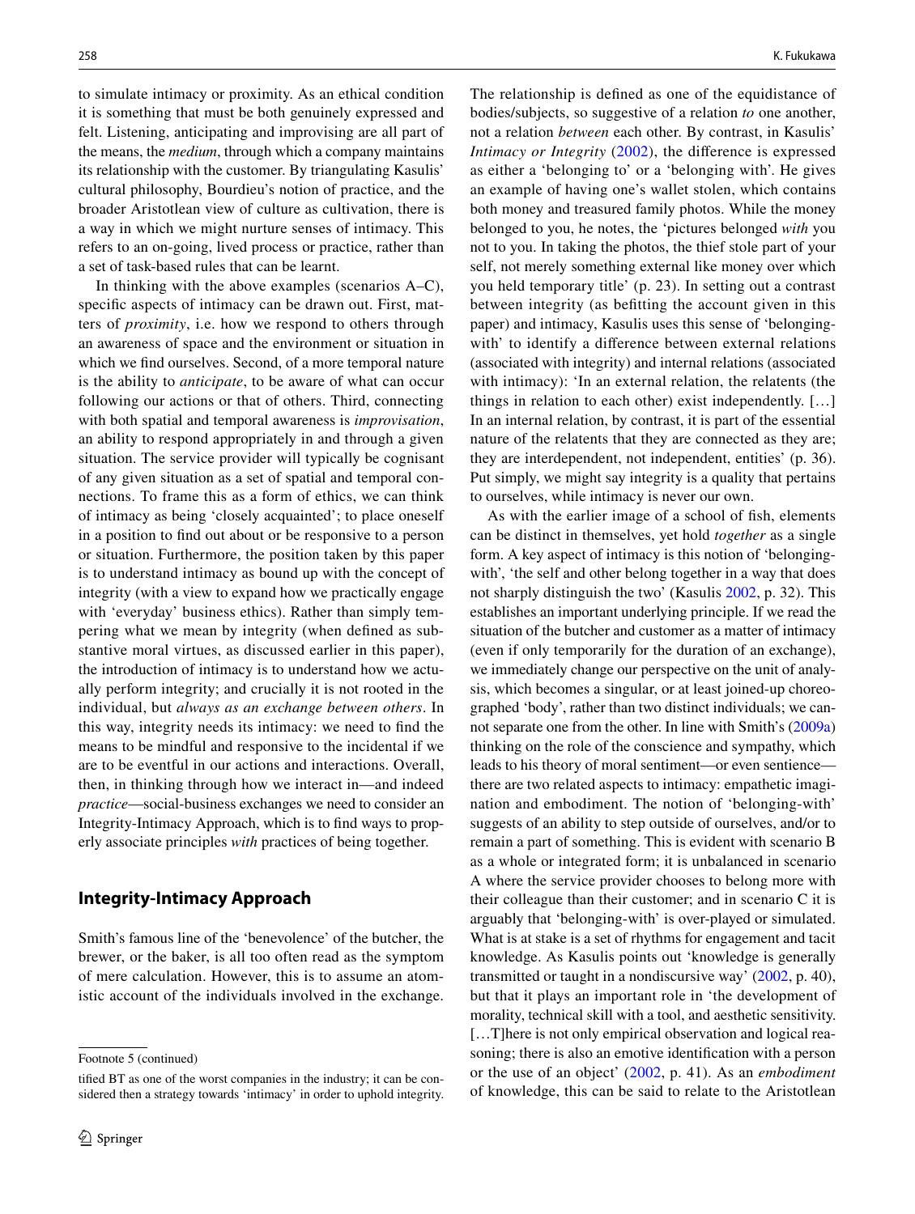to simulate intimacy or proximity. As an ethical condition it is something that must be both genuinely expressed and felt. Listening, anticipating and improvising are all part of the means, the *medium*, through which a company maintains its relationship with the customer. By triangulating Kasulis' cultural philosophy, Bourdieu's notion of practice, and the broader Aristotlean view of culture as cultivation, there is a way in which we might nurture senses of intimacy. This refers to an on-going, lived process or practice, rather than a set of task-based rules that can be learnt.

In thinking with the above examples (scenarios A–C), specific aspects of intimacy can be drawn out. First, matters of *proximity*, i.e. how we respond to others through an awareness of space and the environment or situation in which we find ourselves. Second, of a more temporal nature is the ability to *anticipate*, to be aware of what can occur following our actions or that of others. Third, connecting with both spatial and temporal awareness is *improvisation*, an ability to respond appropriately in and through a given situation. The service provider will typically be cognisant of any given situation as a set of spatial and temporal connections. To frame this as a form of ethics, we can think of intimacy as being 'closely acquainted'; to place oneself in a position to find out about or be responsive to a person or situation. Furthermore, the position taken by this paper is to understand intimacy as bound up with the concept of integrity (with a view to expand how we practically engage with 'everyday' business ethics). Rather than simply tempering what we mean by integrity (when defined as substantive moral virtues, as discussed earlier in this paper), the introduction of intimacy is to understand how we actually perform integrity; and crucially it is not rooted in the individual, but *always as an exchange between others*. In this way, integrity needs its intimacy: we need to find the means to be mindful and responsive to the incidental if we are to be eventful in our actions and interactions. Overall, then, in thinking through how we interact in—and indeed *practice*—social-business exchanges we need to consider an Integrity-Intimacy Approach, which is to find ways to properly associate principles *with* practices of being together.

## Integrity-Intimacy Approach

Smith's famous line of the 'benevolence' of the butcher, the brewer, or the baker, is all too often read as the symptom of mere calculation. However, this is to assume an atomistic account of the individuals involved in the exchange. The relationship is defined as one of the equidistance of bodies/subjects, so suggestive of a relation *to* one another, not a relation *between* each other. By contrast, in Kasulis' *Intimacy or Integrity* (2002), the difference is expressed as either a 'belonging to' or a 'belonging with'. He gives an example of having one's wallet stolen, which contains both money and treasured family photos. While the money belonged to you, he notes, the 'pictures belonged *with* you not to you. In taking the photos, the thief stole part of your self, not merely something external like money over which you held temporary title' (p. 23). In setting out a contrast between integrity (as befitting the account given in this paper) and intimacy, Kasulis uses this sense of 'belonging-with' to identify a difference between external relations (associated with integrity) and internal relations (associated with intimacy): 'In an external relation, the relatents (the things in relation to each other) exist independently. […] In an internal relation, by contrast, it is part of the essential nature of the relatents that they are connected as they are; they are interdependent, not independent, entities' (p. 36). Put simply, we might say integrity is a quality that pertains to ourselves, while intimacy is never our own.

As with the earlier image of a school of fish, elements can be distinct in themselves, yet hold *together* as a single form. A key aspect of intimacy is this notion of 'belonging-with', 'the self and other belong together in a way that does not sharply distinguish the two' (Kasulis 2002, p. 32). This establishes an important underlying principle. If we read the situation of the butcher and customer as a matter of intimacy (even if only temporarily for the duration of an exchange), we immediately change our perspective on the unit of analysis, which becomes a singular, or at least joined-up choreographed 'body', rather than two distinct individuals; we cannot separate one from the other. In line with Smith's (2009a) thinking on the role of the conscience and sympathy, which leads to his theory of moral sentiment—or even sentience—there are two related aspects to intimacy: empathetic imagination and embodiment. The notion of 'belonging-with' suggests of an ability to step outside of ourselves, and/or to remain a part of something. This is evident with scenario B as a whole or integrated form; it is unbalanced in scenario A where the service provider chooses to belong more with their colleague than their customer; and in scenario C it is arguably that 'belonging-with' is over-played or simulated. What is at stake is a set of rhythms for engagement and tacit knowledge. As Kasulis points out 'knowledge is generally transmitted or taught in a nondiscursive way' (2002, p. 40), but that it plays an important role in 'the development of morality, technical skill with a tool, and aesthetic sensitivity. […T]here is not only empirical observation and logical reasoning; there is also an emotive identification with a person or the use of an object' (2002, p. 41). As an *embodiment* of knowledge, this can be said to relate to the Aristotlean

---

Footnote 5 (continued)

tified BT as one of the worst companies in the industry; it can be considered then a strategy towards 'intimacy' in order to uphold integrity.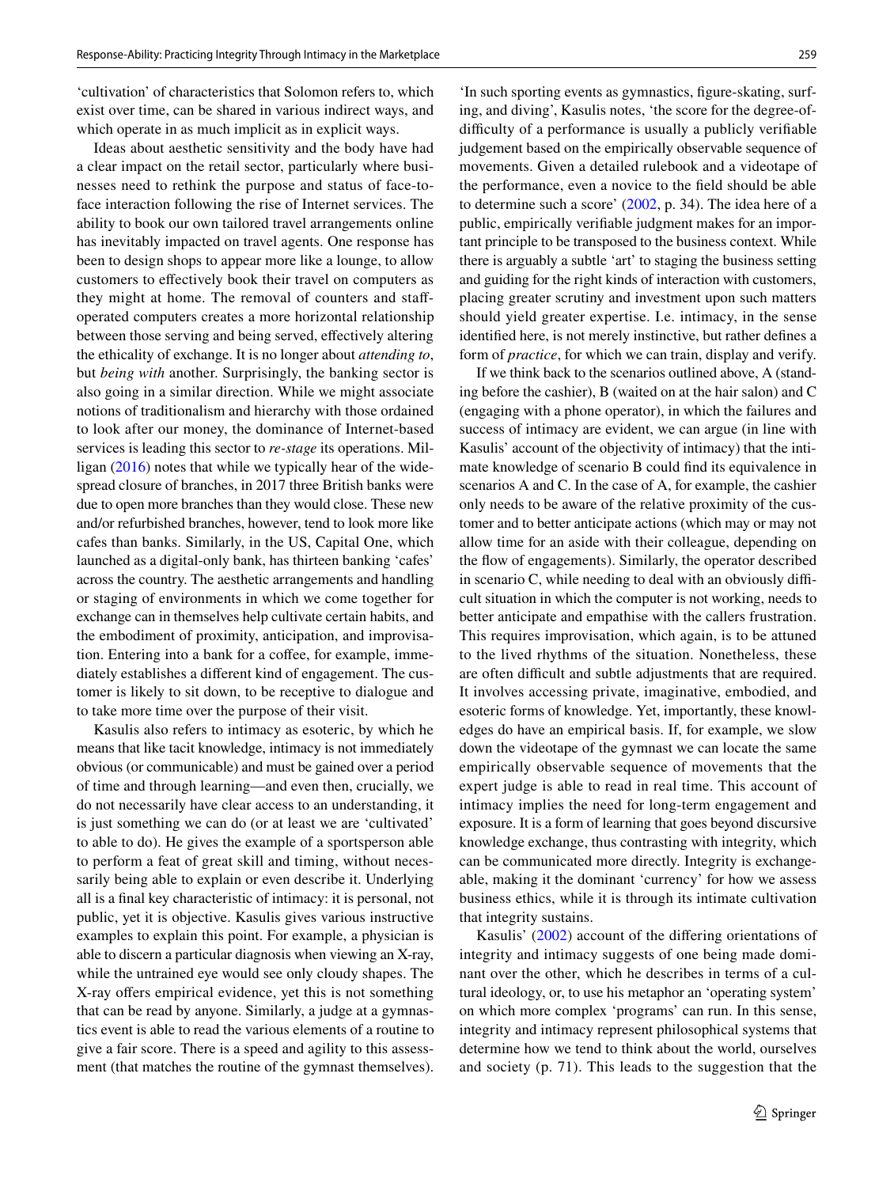'cultivation' of characteristics that Solomon refers to, which exist over time, can be shared in various indirect ways, and which operate in as much implicit as in explicit ways.

Ideas about aesthetic sensitivity and the body have had a clear impact on the retail sector, particularly where businesses need to rethink the purpose and status of face-to-face interaction following the rise of Internet services. The ability to book our own tailored travel arrangements online has inevitably impacted on travel agents. One response has been to design shops to appear more like a lounge, to allow customers to effectively book their travel on computers as they might at home. The removal of counters and staff-operated computers creates a more horizontal relationship between those serving and being served, effectively altering the ethicality of exchange. It is no longer about *attending to*, but *being with* another. Surprisingly, the banking sector is also going in a similar direction. While we might associate notions of traditionalism and hierarchy with those ordained to look after our money, the dominance of Internet-based services is leading this sector to *re-stage* its operations. Milligan (2016) notes that while we typically hear of the widespread closure of branches, in 2017 three British banks were due to open more branches than they would close. These new and/or refurbished branches, however, tend to look more like cafes than banks. Similarly, in the US, Capital One, which launched as a digital-only bank, has thirteen banking 'cafes' across the country. The aesthetic arrangements and handling or staging of environments in which we come together for exchange can in themselves help cultivate certain habits, and the embodiment of proximity, anticipation, and improvisation. Entering into a bank for a coffee, for example, immediately establishes a different kind of engagement. The customer is likely to sit down, to be receptive to dialogue and to take more time over the purpose of their visit.

Kasulis also refers to intimacy as esoteric, by which he means that like tacit knowledge, intimacy is not immediately obvious (or communicable) and must be gained over a period of time and through learning—and even then, crucially, we do not necessarily have clear access to an understanding, it is just something we can do (or at least we are 'cultivated' to able to do). He gives the example of a sportsperson able to perform a feat of great skill and timing, without necessarily being able to explain or even describe it. Underlying all is a final key characteristic of intimacy: it is personal, not public, yet it is objective. Kasulis gives various instructive examples to explain this point. For example, a physician is able to discern a particular diagnosis when viewing an X-ray, while the untrained eye would see only cloudy shapes. The X-ray offers empirical evidence, yet this is not something that can be read by anyone. Similarly, a judge at a gymnastics event is able to read the various elements of a routine to give a fair score. There is a speed and agility to this assessment (that matches the routine of the gymnast themselves). 'In such sporting events as gymnastics, figure-skating, surfing, and diving', Kasulis notes, 'the score for the degree-of-difficulty of a performance is usually a publicly verifiable judgement based on the empirically observable sequence of movements. Given a detailed rulebook and a videotape of the performance, even a novice to the field should be able to determine such a score' (2002, p. 34). The idea here of a public, empirically verifiable judgment makes for an important principle to be transposed to the business context. While there is arguably a subtle 'art' to staging the business setting and guiding for the right kinds of interaction with customers, placing greater scrutiny and investment upon such matters should yield greater expertise. I.e. intimacy, in the sense identified here, is not merely instinctive, but rather defines a form of *practice*, for which we can train, display and verify.

If we think back to the scenarios outlined above, A (standing before the cashier), B (waited on at the hair salon) and C (engaging with a phone operator), in which the failures and success of intimacy are evident, we can argue (in line with Kasulis' account of the objectivity of intimacy) that the intimate knowledge of scenario B could find its equivalence in scenarios A and C. In the case of A, for example, the cashier only needs to be aware of the relative proximity of the customer and to better anticipate actions (which may or may not allow time for an aside with their colleague, depending on the flow of engagements). Similarly, the operator described in scenario C, while needing to deal with an obviously difficult situation in which the computer is not working, needs to better anticipate and empathise with the callers frustration. This requires improvisation, which again, is to be attuned to the lived rhythms of the situation. Nonetheless, these are often difficult and subtle adjustments that are required. It involves accessing private, imaginative, embodied, and esoteric forms of knowledge. Yet, importantly, these knowledges do have an empirical basis. If, for example, we slow down the videotape of the gymnast we can locate the same empirically observable sequence of movements that the expert judge is able to read in real time. This account of intimacy implies the need for long-term engagement and exposure. It is a form of learning that goes beyond discursive knowledge exchange, thus contrasting with integrity, which can be communicated more directly. Integrity is exchangeable, making it the dominant 'currency' for how we assess business ethics, while it is through its intimate cultivation that integrity sustains.

Kasulis' (2002) account of the differing orientations of integrity and intimacy suggests of one being made dominant over the other, which he describes in terms of a cultural ideology, or, to use his metaphor an 'operating system' on which more complex 'programs' can run. In this sense, integrity and intimacy represent philosophical systems that determine how we tend to think about the world, ourselves and society (p. 71). This leads to the suggestion that the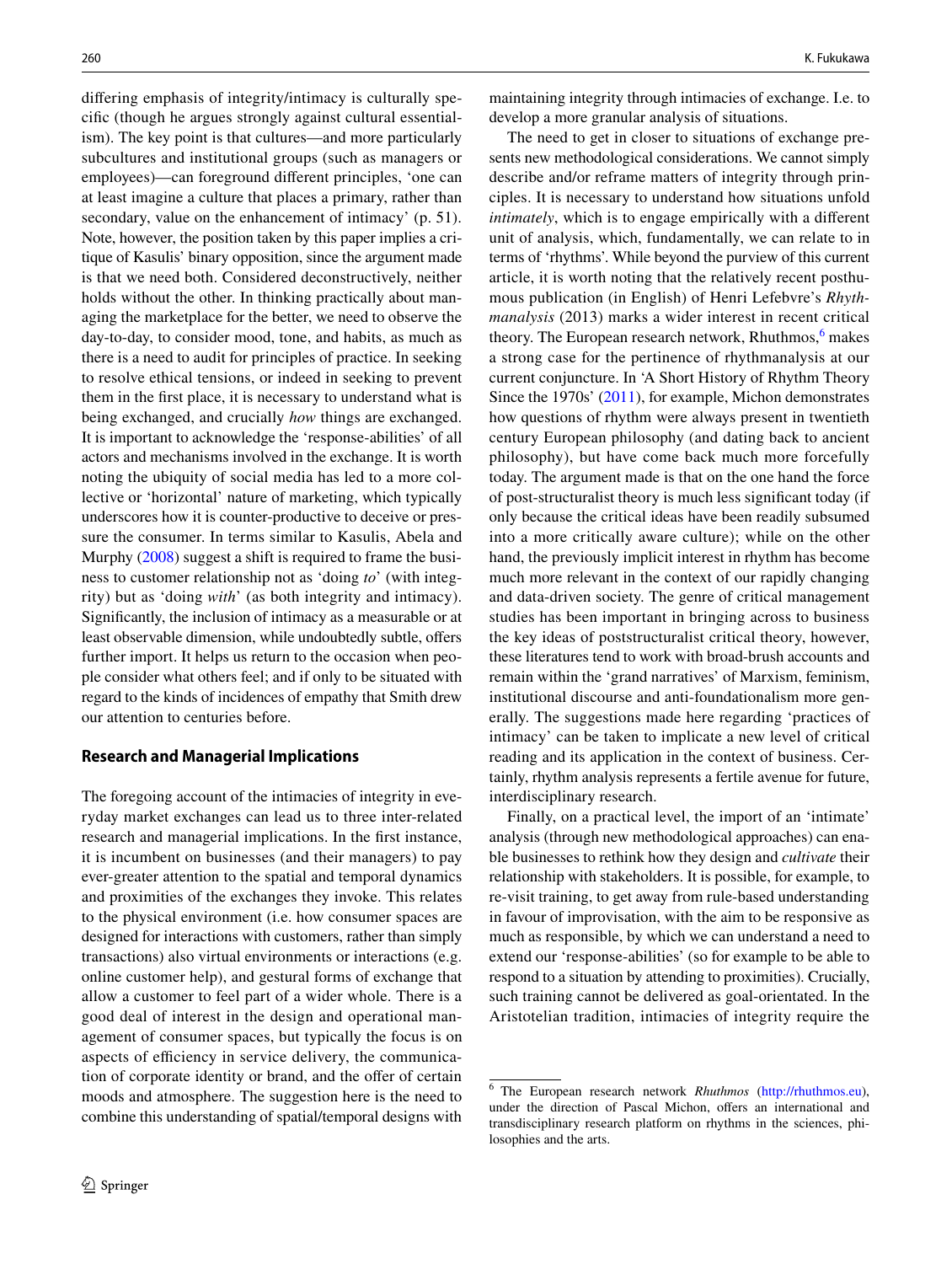differing emphasis of integrity/intimacy is culturally specific (though he argues strongly against cultural essentialism). The key point is that cultures—and more particularly subcultures and institutional groups (such as managers or employees)—can foreground different principles, 'one can at least imagine a culture that places a primary, rather than secondary, value on the enhancement of intimacy' (p. 51). Note, however, the position taken by this paper implies a critique of Kasulis' binary opposition, since the argument made is that we need both. Considered deconstructively, neither holds without the other. In thinking practically about managing the marketplace for the better, we need to observe the day-to-day, to consider mood, tone, and habits, as much as there is a need to audit for principles of practice. In seeking to resolve ethical tensions, or indeed in seeking to prevent them in the first place, it is necessary to understand what is being exchanged, and crucially *how* things are exchanged. It is important to acknowledge the 'response-abilities' of all actors and mechanisms involved in the exchange. It is worth noting the ubiquity of social media has led to a more collective or 'horizontal' nature of marketing, which typically underscores how it is counter-productive to deceive or pressure the consumer. In terms similar to Kasulis, Abela and Murphy (2008) suggest a shift is required to frame the business to customer relationship not as 'doing *to*' (with integrity) but as 'doing *with*' (as both integrity and intimacy). Significantly, the inclusion of intimacy as a measurable or at least observable dimension, while undoubtedly subtle, offers further import. It helps us return to the occasion when people consider what others feel; and if only to be situated with regard to the kinds of incidences of empathy that Smith drew our attention to centuries before.

## Research and Managerial Implications

The foregoing account of the intimacies of integrity in everyday market exchanges can lead us to three inter-related research and managerial implications. In the first instance, it is incumbent on businesses (and their managers) to pay ever-greater attention to the spatial and temporal dynamics and proximities of the exchanges they invoke. This relates to the physical environment (i.e. how consumer spaces are designed for interactions with customers, rather than simply transactions) also virtual environments or interactions (e.g. online customer help), and gestural forms of exchange that allow a customer to feel part of a wider whole. There is a good deal of interest in the design and operational management of consumer spaces, but typically the focus is on aspects of efficiency in service delivery, the communication of corporate identity or brand, and the offer of certain moods and atmosphere. The suggestion here is the need to combine this understanding of spatial/temporal designs with maintaining integrity through intimacies of exchange. I.e. to develop a more granular analysis of situations.

The need to get in closer to situations of exchange presents new methodological considerations. We cannot simply describe and/or reframe matters of integrity through principles. It is necessary to understand how situations unfold *intimately*, which is to engage empirically with a different unit of analysis, which, fundamentally, we can relate to in terms of 'rhythms'. While beyond the purview of this current article, it is worth noting that the relatively recent posthumous publication (in English) of Henri Lefebvre's *Rhythmanalysis* (2013) marks a wider interest in recent critical theory. The European research network, Rhuthmos,[6] makes a strong case for the pertinence of rhythmanalysis at our current conjuncture. In 'A Short History of Rhythm Theory Since the 1970s' (2011), for example, Michon demonstrates how questions of rhythm were always present in twentieth century European philosophy (and dating back to ancient philosophy), but have come back much more forcefully today. The argument made is that on the one hand the force of post-structuralist theory is much less significant today (if only because the critical ideas have been readily subsumed into a more critically aware culture); while on the other hand, the previously implicit interest in rhythm has become much more relevant in the context of our rapidly changing and data-driven society. The genre of critical management studies has been important in bringing across to business the key ideas of poststructuralist critical theory, however, these literatures tend to work with broad-brush accounts and remain within the 'grand narratives' of Marxism, feminism, institutional discourse and anti-foundationalism more generally. The suggestions made here regarding 'practices of intimacy' can be taken to implicate a new level of critical reading and its application in the context of business. Certainly, rhythm analysis represents a fertile avenue for future, interdisciplinary research.

Finally, on a practical level, the import of an 'intimate' analysis (through new methodological approaches) can enable businesses to rethink how they design and *cultivate* their relationship with stakeholders. It is possible, for example, to re-visit training, to get away from rule-based understanding in favour of improvisation, with the aim to be responsive as much as responsible, by which we can understand a need to extend our 'response-abilities' (so for example to be able to respond to a situation by attending to proximities). Crucially, such training cannot be delivered as goal-orientated. In the Aristotelian tradition, intimacies of integrity require the

[6] The European research network *Rhuthmos* (http://rhuthmos.eu), under the direction of Pascal Michon, offers an international and transdisciplinary research platform on rhythms in the sciences, philosophies and the arts.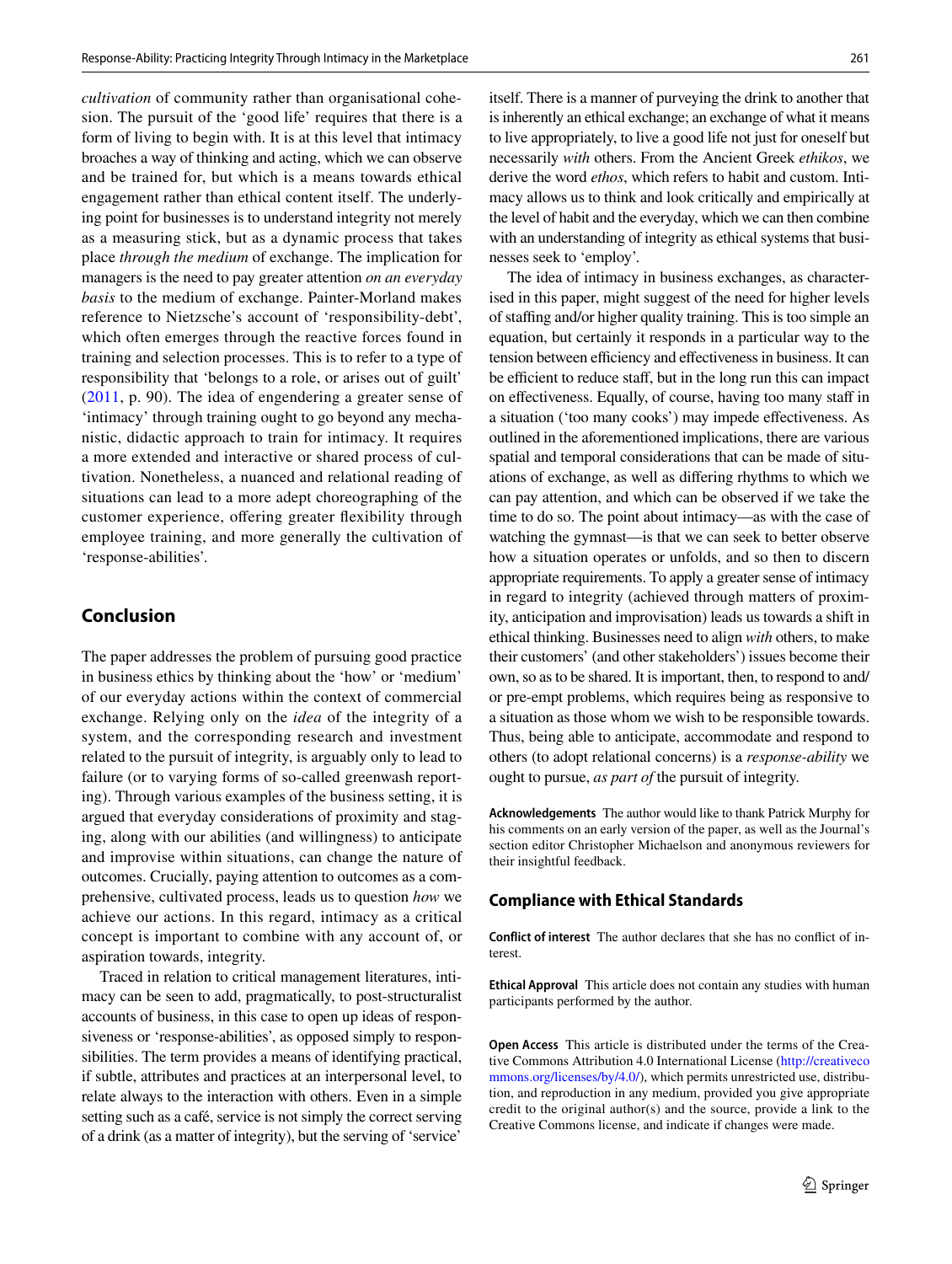*cultivation* of community rather than organisational cohesion. The pursuit of the 'good life' requires that there is a form of living to begin with. It is at this level that intimacy broaches a way of thinking and acting, which we can observe and be trained for, but which is a means towards ethical engagement rather than ethical content itself. The underlying point for businesses is to understand integrity not merely as a measuring stick, but as a dynamic process that takes place *through the medium* of exchange. The implication for managers is the need to pay greater attention *on an everyday basis* to the medium of exchange. Painter-Morland makes reference to Nietzsche's account of 'responsibility-debt', which often emerges through the reactive forces found in training and selection processes. This is to refer to a type of responsibility that 'belongs to a role, or arises out of guilt' (2011, p. 90). The idea of engendering a greater sense of 'intimacy' through training ought to go beyond any mechanistic, didactic approach to train for intimacy. It requires a more extended and interactive or shared process of cultivation. Nonetheless, a nuanced and relational reading of situations can lead to a more adept choreographing of the customer experience, offering greater flexibility through employee training, and more generally the cultivation of 'response-abilities'.

## Conclusion

The paper addresses the problem of pursuing good practice in business ethics by thinking about the 'how' or 'medium' of our everyday actions within the context of commercial exchange. Relying only on the *idea* of the integrity of a system, and the corresponding research and investment related to the pursuit of integrity, is arguably only to lead to failure (or to varying forms of so-called greenwash reporting). Through various examples of the business setting, it is argued that everyday considerations of proximity and staging, along with our abilities (and willingness) to anticipate and improvise within situations, can change the nature of outcomes. Crucially, paying attention to outcomes as a comprehensive, cultivated process, leads us to question *how* we achieve our actions. In this regard, intimacy as a critical concept is important to combine with any account of, or aspiration towards, integrity.

Traced in relation to critical management literatures, intimacy can be seen to add, pragmatically, to post-structuralist accounts of business, in this case to open up ideas of responsiveness or 'response-abilities', as opposed simply to responsibilities. The term provides a means of identifying practical, if subtle, attributes and practices at an interpersonal level, to relate always to the interaction with others. Even in a simple setting such as a café, service is not simply the correct serving of a drink (as a matter of integrity), but the serving of 'service' itself. There is a manner of purveying the drink to another that is inherently an ethical exchange; an exchange of what it means to live appropriately, to live a good life not just for oneself but necessarily *with* others. From the Ancient Greek *ethikos*, we derive the word *ethos*, which refers to habit and custom. Intimacy allows us to think and look critically and empirically at the level of habit and the everyday, which we can then combine with an understanding of integrity as ethical systems that businesses seek to 'employ'.

The idea of intimacy in business exchanges, as characterised in this paper, might suggest of the need for higher levels of staffing and/or higher quality training. This is too simple an equation, but certainly it responds in a particular way to the tension between efficiency and effectiveness in business. It can be efficient to reduce staff, but in the long run this can impact on effectiveness. Equally, of course, having too many staff in a situation ('too many cooks') may impede effectiveness. As outlined in the aforementioned implications, there are various spatial and temporal considerations that can be made of situations of exchange, as well as differing rhythms to which we can pay attention, and which can be observed if we take the time to do so. The point about intimacy—as with the case of watching the gymnast—is that we can seek to better observe how a situation operates or unfolds, and so then to discern appropriate requirements. To apply a greater sense of intimacy in regard to integrity (achieved through matters of proximity, anticipation and improvisation) leads us towards a shift in ethical thinking. Businesses need to align *with* others, to make their customers' (and other stakeholders') issues become their own, so as to be shared. It is important, then, to respond to and/or pre-empt problems, which requires being as responsive to a situation as those whom we wish to be responsible towards. Thus, being able to anticipate, accommodate and respond to others (to adopt relational concerns) is a *response-ability* we ought to pursue, *as part of* the pursuit of integrity.

**Acknowledgements** The author would like to thank Patrick Murphy for his comments on an early version of the paper, as well as the Journal's section editor Christopher Michaelson and anonymous reviewers for their insightful feedback.

### Compliance with Ethical Standards

**Conflict of interest** The author declares that she has no conflict of interest.

**Ethical Approval** This article does not contain any studies with human participants performed by the author.

**Open Access** This article is distributed under the terms of the Creative Commons Attribution 4.0 International License (http://creativecommons.org/licenses/by/4.0/), which permits unrestricted use, distribution, and reproduction in any medium, provided you give appropriate credit to the original author(s) and the source, provide a link to the Creative Commons license, and indicate if changes were made.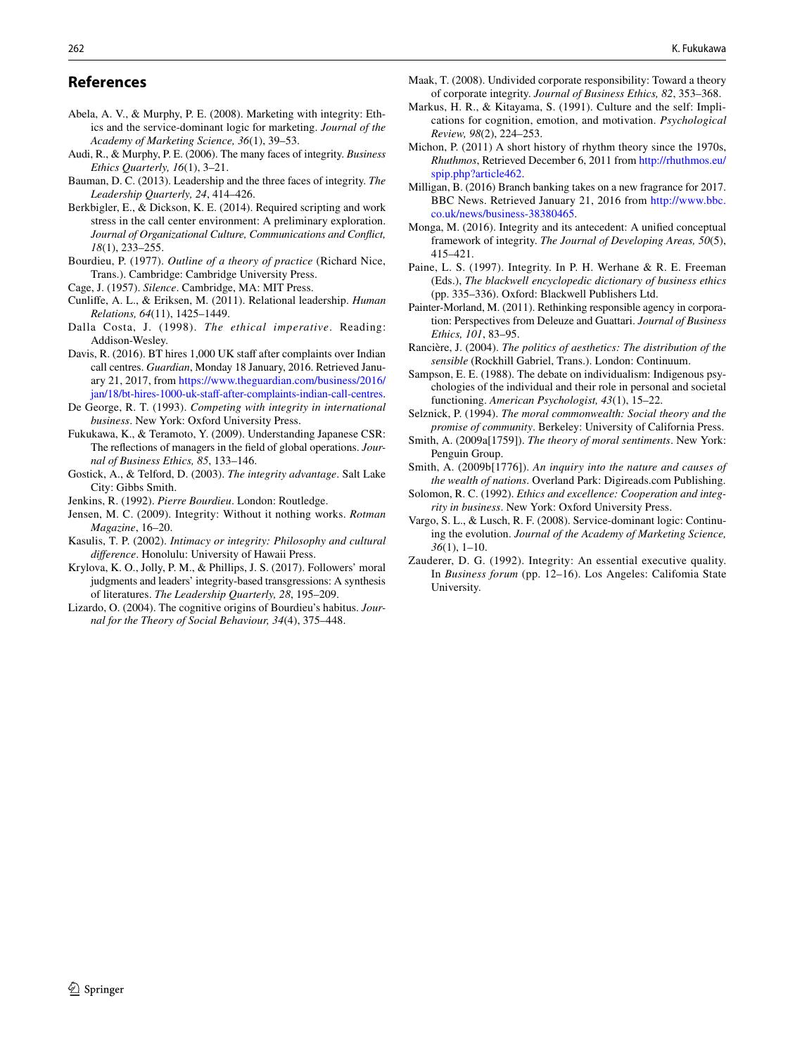## References

Abela, A. V., & Murphy, P. E. (2008). Marketing with integrity: Ethics and the service-dominant logic for marketing. *Journal of the Academy of Marketing Science, 36*(1), 39–53.

Audi, R., & Murphy, P. E. (2006). The many faces of integrity. *Business Ethics Quarterly, 16*(1), 3–21.

Bauman, D. C. (2013). Leadership and the three faces of integrity. *The Leadership Quarterly, 24*, 414–426.

Berkbigler, E., & Dickson, K. E. (2014). Required scripting and work stress in the call center environment: A preliminary exploration. *Journal of Organizational Culture, Communications and Conflict, 18*(1), 233–255.

Bourdieu, P. (1977). *Outline of a theory of practice* (Richard Nice, Trans.). Cambridge: Cambridge University Press.

Cage, J. (1957). *Silence*. Cambridge, MA: MIT Press.

Cunliffe, A. L., & Eriksen, M. (2011). Relational leadership. *Human Relations, 64*(11), 1425–1449.

Dalla Costa, J. (1998). *The ethical imperative*. Reading: Addison-Wesley.

Davis, R. (2016). BT hires 1,000 UK staff after complaints over Indian call centres. *Guardian*, Monday 18 January, 2016. Retrieved January 21, 2017, from https://www.theguardian.com/business/2016/jan/18/bt-hires-1000-uk-staff-after-complaints-indian-call-centres.

De George, R. T. (1993). *Competing with integrity in international business*. New York: Oxford University Press.

Fukukawa, K., & Teramoto, Y. (2009). Understanding Japanese CSR: The reflections of managers in the field of global operations. *Journal of Business Ethics, 85*, 133–146.

Gostick, A., & Telford, D. (2003). *The integrity advantage*. Salt Lake City: Gibbs Smith.

Jenkins, R. (1992). *Pierre Bourdieu*. London: Routledge.

Jensen, M. C. (2009). Integrity: Without it nothing works. *Rotman Magazine*, 16–20.

Kasulis, T. P. (2002). *Intimacy or integrity: Philosophy and cultural difference*. Honolulu: University of Hawaii Press.

Krylova, K. O., Jolly, P. M., & Phillips, J. S. (2017). Followers' moral judgments and leaders' integrity-based transgressions: A synthesis of literatures. *The Leadership Quarterly, 28*, 195–209.

Lizardo, O. (2004). The cognitive origins of Bourdieu's habitus. *Journal for the Theory of Social Behaviour, 34*(4), 375–448.

Maak, T. (2008). Undivided corporate responsibility: Toward a theory of corporate integrity. *Journal of Business Ethics, 82*, 353–368.

Markus, H. R., & Kitayama, S. (1991). Culture and the self: Implications for cognition, emotion, and motivation. *Psychological Review, 98*(2), 224–253.

Michon, P. (2011) A short history of rhythm theory since the 1970s, *Rhuthmos*, Retrieved December 6, 2011 from http://rhuthmos.eu/spip.php?article462.

Milligan, B. (2016) Branch banking takes on a new fragrance for 2017. BBC News. Retrieved January 21, 2016 from http://www.bbc.co.uk/news/business-38380465.

Monga, M. (2016). Integrity and its antecedent: A unified conceptual framework of integrity. *The Journal of Developing Areas, 50*(5), 415–421.

Paine, L. S. (1997). Integrity. In P. H. Werhane & R. E. Freeman (Eds.), *The blackwell encyclopedic dictionary of business ethics* (pp. 335–336). Oxford: Blackwell Publishers Ltd.

Painter-Morland, M. (2011). Rethinking responsible agency in corporation: Perspectives from Deleuze and Guattari. *Journal of Business Ethics, 101*, 83–95.

Rancière, J. (2004). *The politics of aesthetics: The distribution of the sensible* (Rockhill Gabriel, Trans.). London: Continuum.

Sampson, E. E. (1988). The debate on individualism: Indigenous psychologies of the individual and their role in personal and societal functioning. *American Psychologist, 43*(1), 15–22.

Selznick, P. (1994). *The moral commonwealth: Social theory and the promise of community*. Berkeley: University of California Press.

Smith, A. (2009a[1759]). *The theory of moral sentiments*. New York: Penguin Group.

Smith, A. (2009b[1776]). *An inquiry into the nature and causes of the wealth of nations*. Overland Park: Digireads.com Publishing.

Solomon, R. C. (1992). *Ethics and excellence: Cooperation and integrity in business*. New York: Oxford University Press.

Vargo, S. L., & Lusch, R. F. (2008). Service-dominant logic: Continuing the evolution. *Journal of the Academy of Marketing Science, 36*(1), 1–10.

Zauderer, D. G. (1992). Integrity: An essential executive quality. In *Business forum* (pp. 12–16). Los Angeles: Califomia State University.